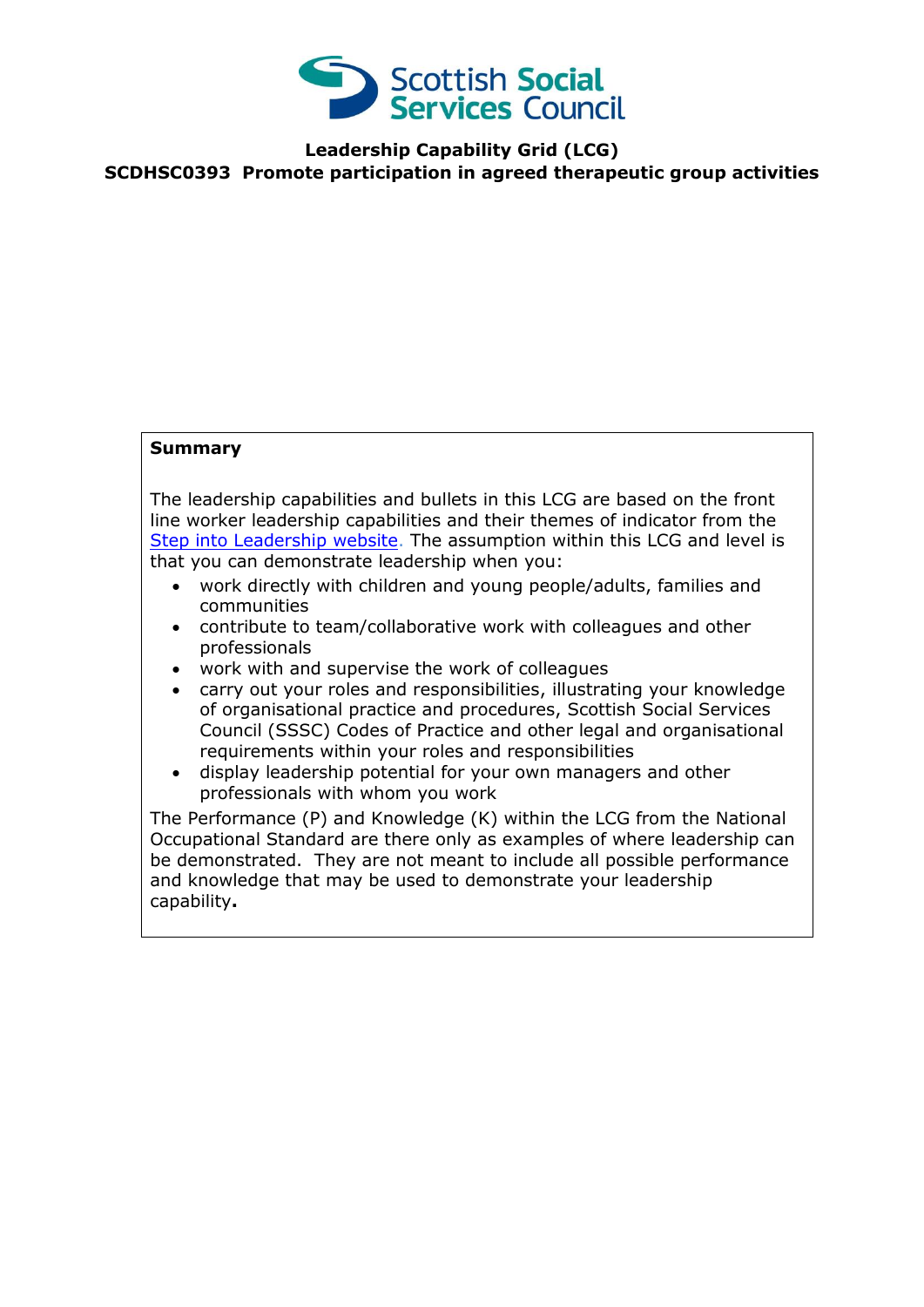**Leadership Capability Grid (LCG)**

**SCDHSC0393 Promote participation in agreed therapeutic group activities**

**Summary**

The leadership capabilities and bullets in this LCG are based on the front line worker leadership capabilities and their themes of indicator from the [Step into Leadership website](). The assumption within this LCG and level is that you can demonstrate leadership when you:

- work directly with children and young people/adults, families and communities
- contribute to team/collaborative work with colleagues and other professionals
- work with and supervise the work of colleagues
- carry out your roles and responsibilities, illustrating your knowledge of organisational practice and procedures, Scottish Social Services Council (SSSC) Codes of Practice and other legal and organisational requirements within your roles and responsibilities
- display leadership potential for your own managers and other professionals with whom you work

The Performance (P) and Knowledge (K) within the LCG from the National Occupational Standard are there only as examples of where leadership can be demonstrated. They are not meant to include all possible performance and knowledge that may be used to demonstrate your leadership capability**.**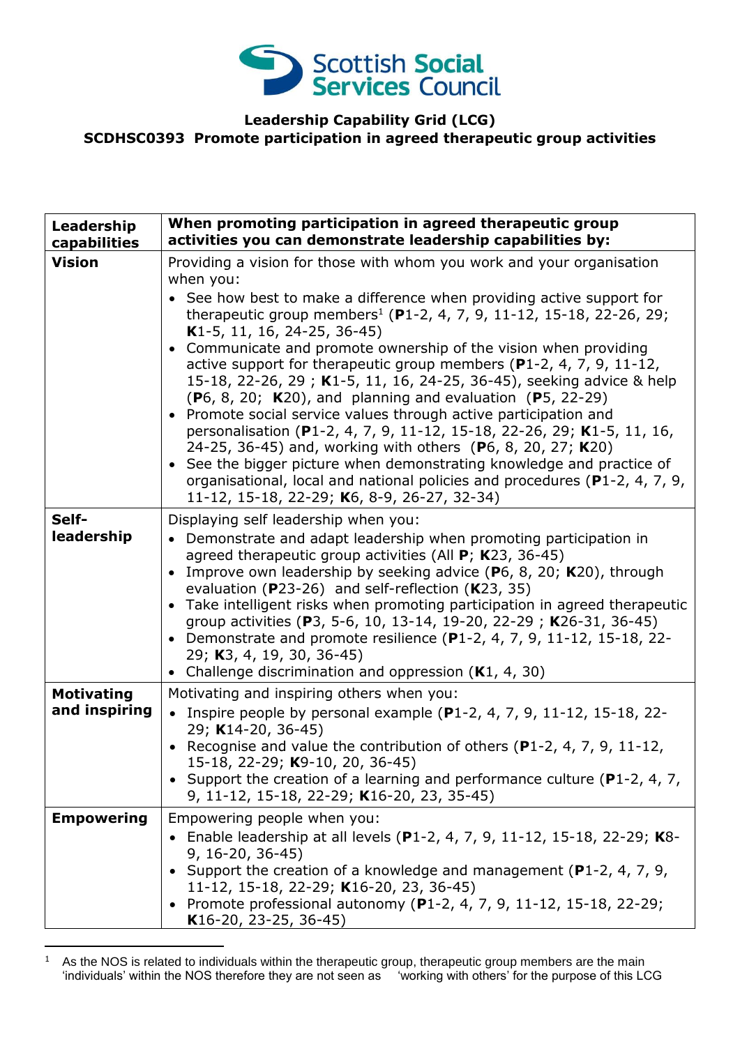**Leadership Capability Grid (LCG)**
**SCDHSC0393 Promote participation in agreed therapeutic group activities**

| Leadership capabilities | When promoting participation in agreed therapeutic group activities you can demonstrate leadership capabilities by: |
|---|---|
| **Vision** | Providing a vision for those with whom you work and your organisation when you: <br>• See how best to make a difference when providing active support for therapeutic group members[1] (**P**1-2, 4, 7, 9, 11-12, 15-18, 22-26, 29; **K**1-5, 11, 16, 24-25, 36-45) <br>• Communicate and promote ownership of the vision when providing active support for therapeutic group members (**P**1-2, 4, 7, 9, 11-12, 15-18, 22-26, 29 ; **K**1-5, 11, 16, 24-25, 36-45), seeking advice & help (**P**6, 8, 20; **K**20), and planning and evaluation (**P**5, 22-29) <br>• Promote social service values through active participation and personalisation (**P**1-2, 4, 7, 9, 11-12, 15-18, 22-26, 29; **K**1-5, 11, 16, 24-25, 36-45) and, working with others (**P**6, 8, 20, 27; **K**20) <br>• See the bigger picture when demonstrating knowledge and practice of organisational, local and national policies and procedures (**P**1-2, 4, 7, 9, 11-12, 15-18, 22-29; **K**6, 8-9, 26-27, 32-34) |
| **Self-leadership** | Displaying self leadership when you: <br>• Demonstrate and adapt leadership when promoting participation in agreed therapeutic group activities (All **P**; **K**23, 36-45) <br>• Improve own leadership by seeking advice (**P**6, 8, 20; **K**20), through evaluation (**P**23-26) and self-reflection (**K**23, 35) <br>• Take intelligent risks when promoting participation in agreed therapeutic group activities (**P**3, 5-6, 10, 13-14, 19-20, 22-29 ; **K**26-31, 36-45) <br>• Demonstrate and promote resilience (**P**1-2, 4, 7, 9, 11-12, 15-18, 22-29; **K**3, 4, 19, 30, 36-45) <br>• Challenge discrimination and oppression (**K**1, 4, 30) |
| **Motivating and inspiring** | Motivating and inspiring others when you: <br>• Inspire people by personal example (**P**1-2, 4, 7, 9, 11-12, 15-18, 22-29; **K**14-20, 36-45) <br>• Recognise and value the contribution of others (**P**1-2, 4, 7, 9, 11-12, 15-18, 22-29; **K**9-10, 20, 36-45) <br>• Support the creation of a learning and performance culture (**P**1-2, 4, 7, 9, 11-12, 15-18, 22-29; **K**16-20, 23, 35-45) |
| **Empowering** | Empowering people when you: <br>• Enable leadership at all levels (**P**1-2, 4, 7, 9, 11-12, 15-18, 22-29; **K**8-9, 16-20, 36-45) <br>• Support the creation of a knowledge and management (**P**1-2, 4, 7, 9, 11-12, 15-18, 22-29; **K**16-20, 23, 36-45) <br>• Promote professional autonomy (**P**1-2, 4, 7, 9, 11-12, 15-18, 22-29; **K**16-20, 23-25, 36-45) |

[1] As the NOS is related to individuals within the therapeutic group, therapeutic group members are the main 'individuals' within the NOS therefore they are not seen as 'working with others' for the purpose of this LCG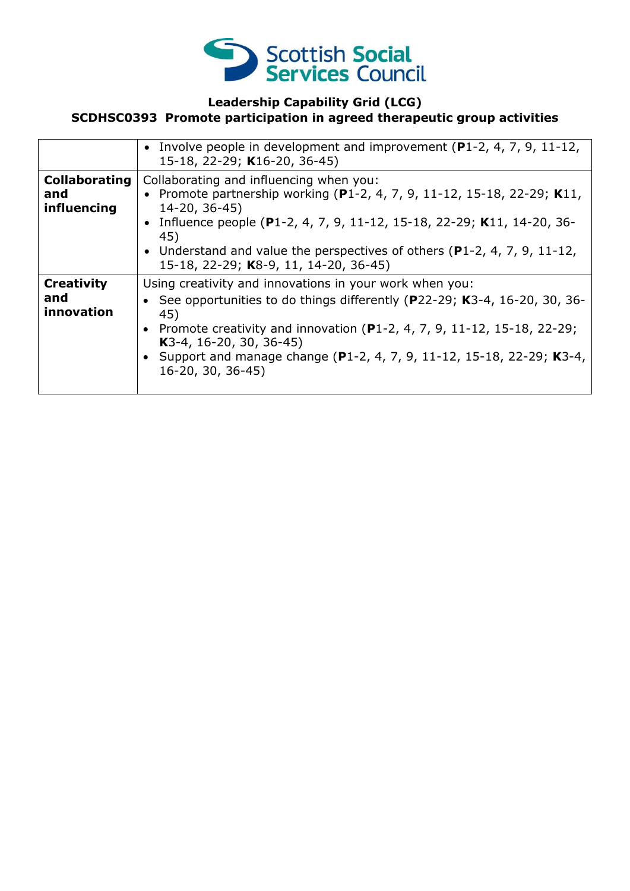**Leadership Capability Grid (LCG)**
**SCDHSC0393 Promote participation in agreed therapeutic group activities**

| | |
|---|---|
| | • Involve people in development and improvement (**P**1-2, 4, 7, 9, 11-12, 15-18, 22-29; **K**16-20, 36-45) |
| **Collaborating and influencing** | Collaborating and influencing when you:<br>• Promote partnership working (**P**1-2, 4, 7, 9, 11-12, 15-18, 22-29; **K**11, 14-20, 36-45)<br>• Influence people (**P**1-2, 4, 7, 9, 11-12, 15-18, 22-29; **K**11, 14-20, 36-45)<br>• Understand and value the perspectives of others (**P**1-2, 4, 7, 9, 11-12, 15-18, 22-29; **K**8-9, 11, 14-20, 36-45) |
| **Creativity and innovation** | Using creativity and innovations in your work when you:<br>• See opportunities to do things differently (**P**22-29; **K**3-4, 16-20, 30, 36-45)<br>• Promote creativity and innovation (**P**1-2, 4, 7, 9, 11-12, 15-18, 22-29; **K**3-4, 16-20, 30, 36-45)<br>• Support and manage change (**P**1-2, 4, 7, 9, 11-12, 15-18, 22-29; **K**3-4, 16-20, 30, 36-45) |